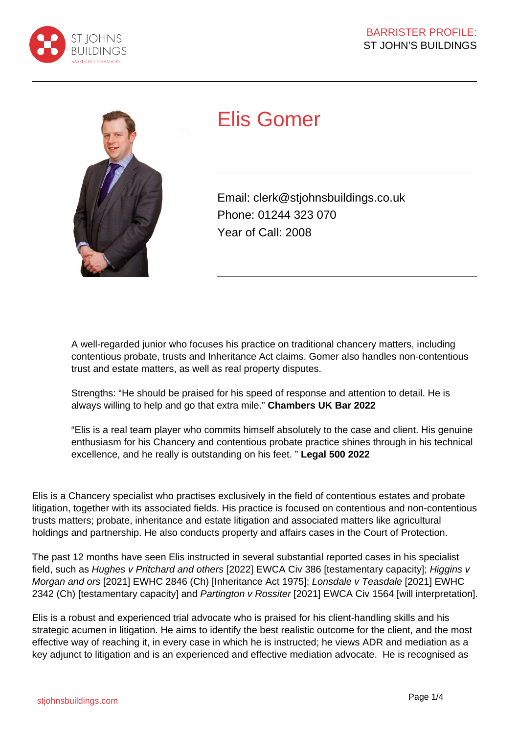# Elis Gomer

Email: clerk@stjohnsbuildings.co.uk
Phone: 01244 323 070
Year of Call: 2008

A well-regarded junior who focuses his practice on traditional chancery matters, including contentious probate, trusts and Inheritance Act claims. Gomer also handles non-contentious trust and estate matters, as well as real property disputes.

Strengths: "He should be praised for his speed of response and attention to detail. He is always willing to help and go that extra mile." **Chambers UK Bar 2022**

"Elis is a real team player who commits himself absolutely to the case and client. His genuine enthusiasm for his Chancery and contentious probate practice shines through in his technical excellence, and he really is outstanding on his feet. " **Legal 500 2022**

Elis is a Chancery specialist who practises exclusively in the field of contentious estates and probate litigation, together with its associated fields. His practice is focused on contentious and non-contentious trusts matters; probate, inheritance and estate litigation and associated matters like agricultural holdings and partnership. He also conducts property and affairs cases in the Court of Protection.

The past 12 months have seen Elis instructed in several substantial reported cases in his specialist field, such as *Hughes v Pritchard and others* [2022] EWCA Civ 386 [testamentary capacity]; *Higgins v Morgan and ors* [2021] EWHC 2846 (Ch) [Inheritance Act 1975]; *Lonsdale v Teasdale* [2021] EWHC 2342 (Ch) [testamentary capacity] and *Partington v Rossiter* [2021] EWCA Civ 1564 [will interpretation].

Elis is a robust and experienced trial advocate who is praised for his client-handling skills and his strategic acumen in litigation. He aims to identify the best realistic outcome for the client, and the most effective way of reaching it, in every case in which he is instructed; he views ADR and mediation as a key adjunct to litigation and is an experienced and effective mediation advocate. He is recognised as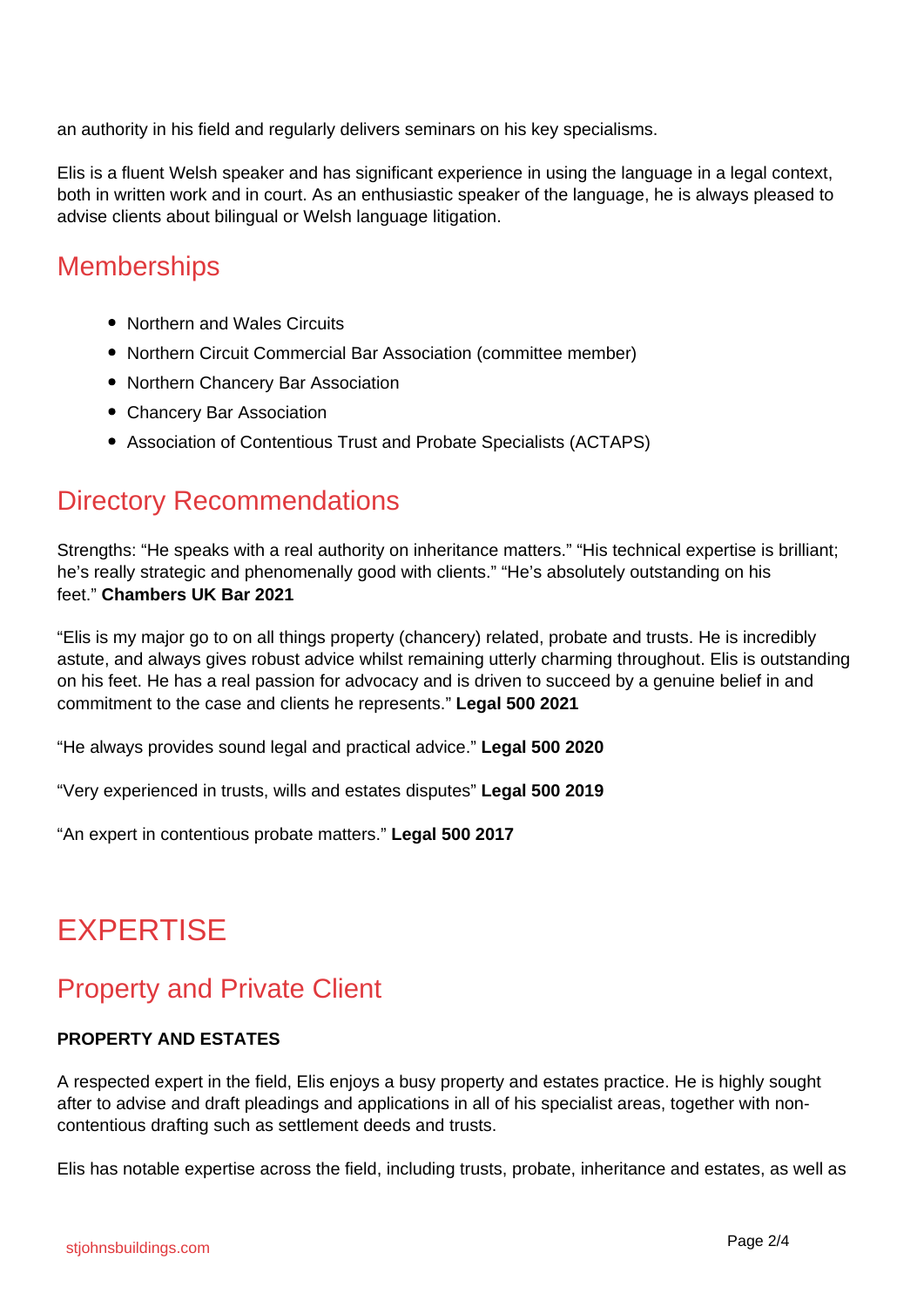an authority in his field and regularly delivers seminars on his key specialisms.

Elis is a fluent Welsh speaker and has significant experience in using the language in a legal context, both in written work and in court. As an enthusiastic speaker of the language, he is always pleased to advise clients about bilingual or Welsh language litigation.

## Memberships

- Northern and Wales Circuits
- Northern Circuit Commercial Bar Association (committee member)
- Northern Chancery Bar Association
- Chancery Bar Association
- Association of Contentious Trust and Probate Specialists (ACTAPS)

## Directory Recommendations

Strengths: "He speaks with a real authority on inheritance matters." "His technical expertise is brilliant; he's really strategic and phenomenally good with clients." "He's absolutely outstanding on his feet." **Chambers UK Bar 2021**

"Elis is my major go to on all things property (chancery) related, probate and trusts. He is incredibly astute, and always gives robust advice whilst remaining utterly charming throughout. Elis is outstanding on his feet. He has a real passion for advocacy and is driven to succeed by a genuine belief in and commitment to the case and clients he represents." **Legal 500 2021**

"He always provides sound legal and practical advice." **Legal 500 2020**

"Very experienced in trusts, wills and estates disputes" **Legal 500 2019**

"An expert in contentious probate matters." **Legal 500 2017**

# EXPERTISE

## Property and Private Client

**PROPERTY AND ESTATES**

A respected expert in the field, Elis enjoys a busy property and estates practice. He is highly sought after to advise and draft pleadings and applications in all of his specialist areas, together with non-contentious drafting such as settlement deeds and trusts.

Elis has notable expertise across the field, including trusts, probate, inheritance and estates, as well as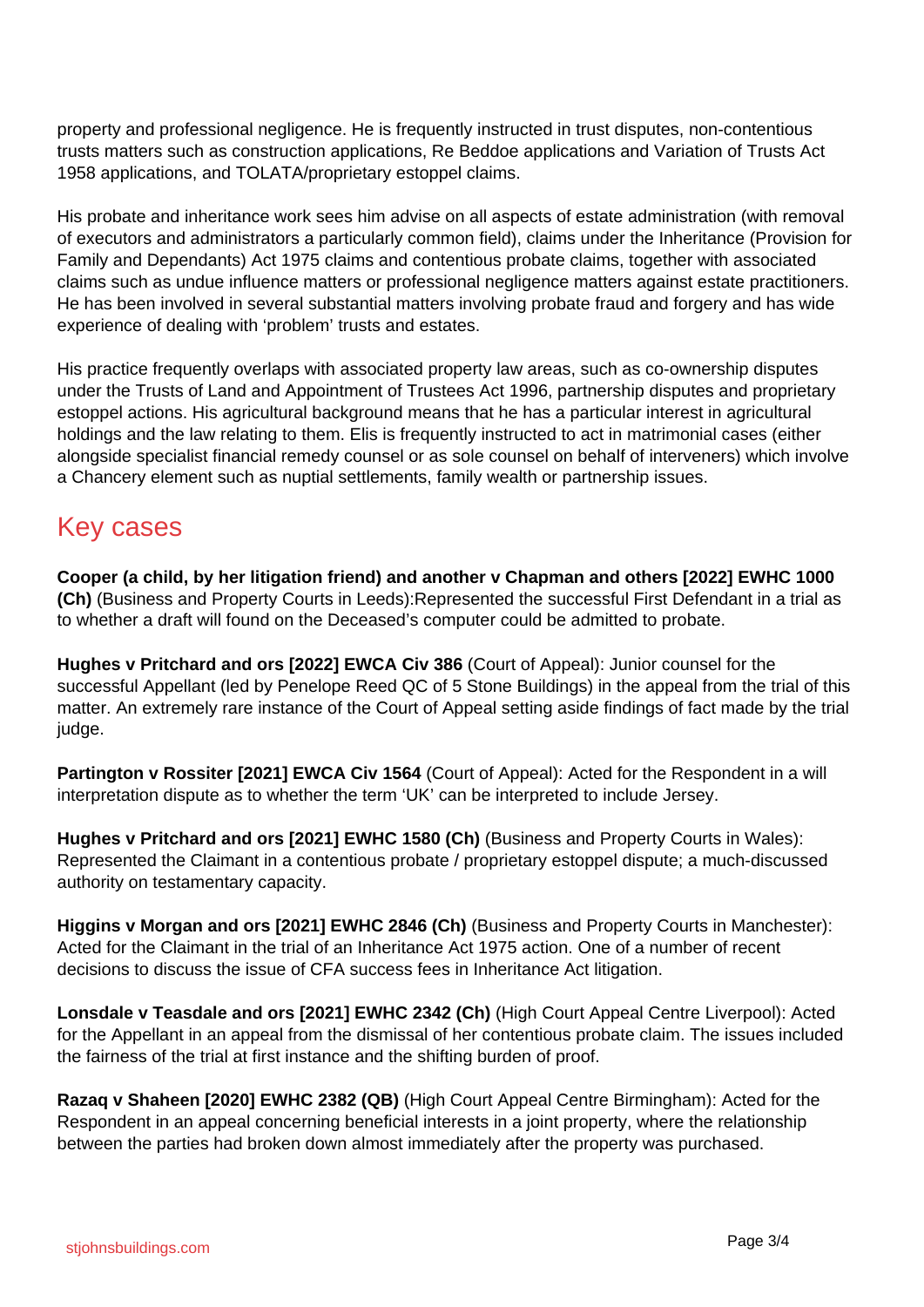property and professional negligence. He is frequently instructed in trust disputes, non-contentious trusts matters such as construction applications, Re Beddoe applications and Variation of Trusts Act 1958 applications, and TOLATA/proprietary estoppel claims.

His probate and inheritance work sees him advise on all aspects of estate administration (with removal of executors and administrators a particularly common field), claims under the Inheritance (Provision for Family and Dependants) Act 1975 claims and contentious probate claims, together with associated claims such as undue influence matters or professional negligence matters against estate practitioners. He has been involved in several substantial matters involving probate fraud and forgery and has wide experience of dealing with 'problem' trusts and estates.

His practice frequently overlaps with associated property law areas, such as co-ownership disputes under the Trusts of Land and Appointment of Trustees Act 1996, partnership disputes and proprietary estoppel actions. His agricultural background means that he has a particular interest in agricultural holdings and the law relating to them. Elis is frequently instructed to act in matrimonial cases (either alongside specialist financial remedy counsel or as sole counsel on behalf of interveners) which involve a Chancery element such as nuptial settlements, family wealth or partnership issues.

## Key cases

**Cooper (a child, by her litigation friend) and another v Chapman and others [2022] EWHC 1000 (Ch)** (Business and Property Courts in Leeds):Represented the successful First Defendant in a trial as to whether a draft will found on the Deceased's computer could be admitted to probate.

**Hughes v Pritchard and ors [2022] EWCA Civ 386** (Court of Appeal): Junior counsel for the successful Appellant (led by Penelope Reed QC of 5 Stone Buildings) in the appeal from the trial of this matter. An extremely rare instance of the Court of Appeal setting aside findings of fact made by the trial judge.

**Partington v Rossiter [2021] EWCA Civ 1564** (Court of Appeal): Acted for the Respondent in a will interpretation dispute as to whether the term 'UK' can be interpreted to include Jersey.

**Hughes v Pritchard and ors [2021] EWHC 1580 (Ch)** (Business and Property Courts in Wales): Represented the Claimant in a contentious probate / proprietary estoppel dispute; a much-discussed authority on testamentary capacity.

**Higgins v Morgan and ors [2021] EWHC 2846 (Ch)** (Business and Property Courts in Manchester): Acted for the Claimant in the trial of an Inheritance Act 1975 action. One of a number of recent decisions to discuss the issue of CFA success fees in Inheritance Act litigation.

**Lonsdale v Teasdale and ors [2021] EWHC 2342 (Ch)** (High Court Appeal Centre Liverpool): Acted for the Appellant in an appeal from the dismissal of her contentious probate claim. The issues included the fairness of the trial at first instance and the shifting burden of proof.

**Razaq v Shaheen [2020] EWHC 2382 (QB)** (High Court Appeal Centre Birmingham): Acted for the Respondent in an appeal concerning beneficial interests in a joint property, where the relationship between the parties had broken down almost immediately after the property was purchased.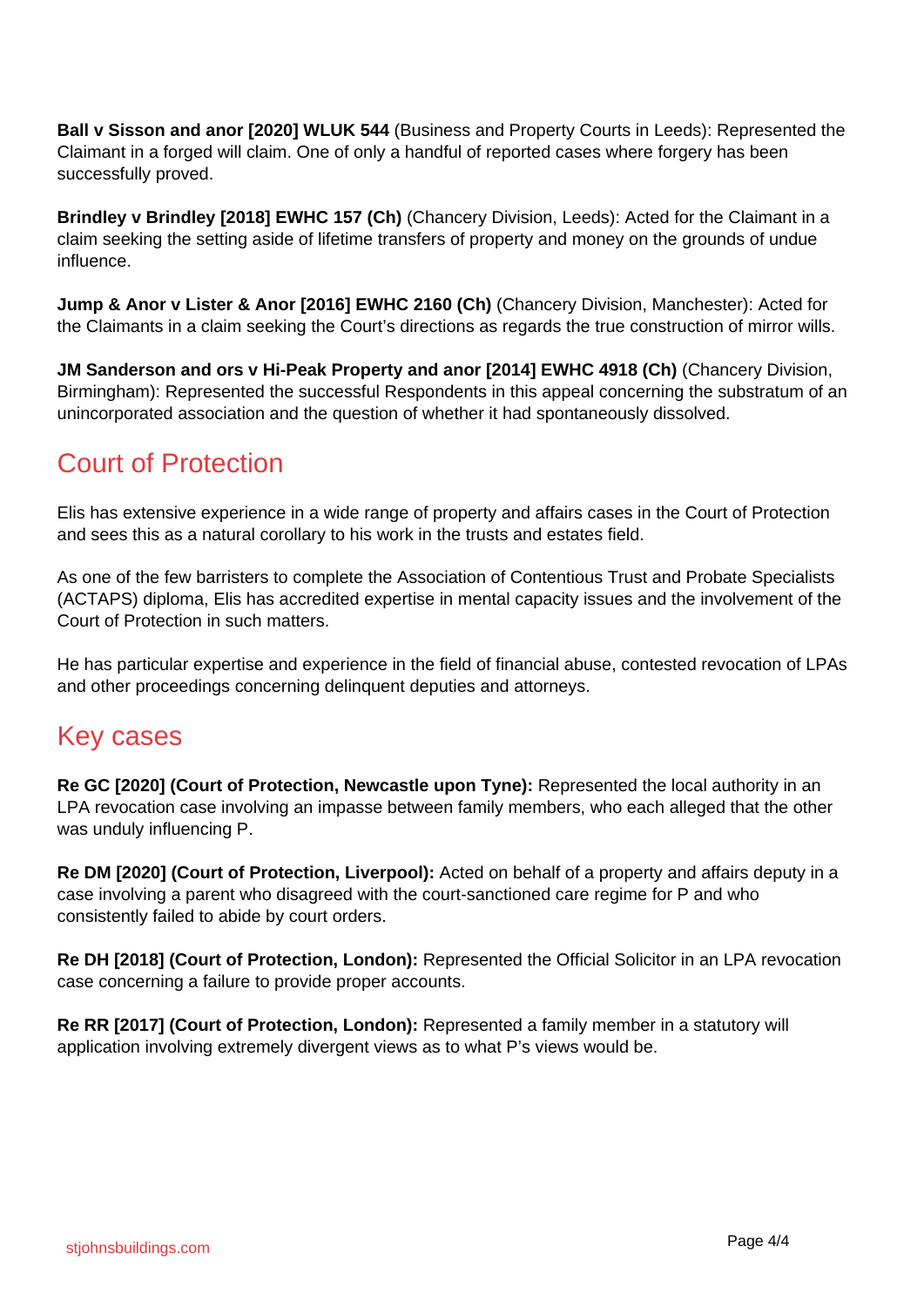**Ball v Sisson and anor [2020] WLUK 544** (Business and Property Courts in Leeds): Represented the Claimant in a forged will claim. One of only a handful of reported cases where forgery has been successfully proved.

**Brindley v Brindley [2018] EWHC 157 (Ch)** (Chancery Division, Leeds): Acted for the Claimant in a claim seeking the setting aside of lifetime transfers of property and money on the grounds of undue influence.

**Jump & Anor v Lister & Anor [2016] EWHC 2160 (Ch)** (Chancery Division, Manchester): Acted for the Claimants in a claim seeking the Court's directions as regards the true construction of mirror wills.

**JM Sanderson and ors v Hi-Peak Property and anor [2014] EWHC 4918 (Ch)** (Chancery Division, Birmingham): Represented the successful Respondents in this appeal concerning the substratum of an unincorporated association and the question of whether it had spontaneously dissolved.

## Court of Protection

Elis has extensive experience in a wide range of property and affairs cases in the Court of Protection and sees this as a natural corollary to his work in the trusts and estates field.

As one of the few barristers to complete the Association of Contentious Trust and Probate Specialists (ACTAPS) diploma, Elis has accredited expertise in mental capacity issues and the involvement of the Court of Protection in such matters.

He has particular expertise and experience in the field of financial abuse, contested revocation of LPAs and other proceedings concerning delinquent deputies and attorneys.

## Key cases

**Re GC [2020] (Court of Protection, Newcastle upon Tyne):** Represented the local authority in an LPA revocation case involving an impasse between family members, who each alleged that the other was unduly influencing P.

**Re DM [2020] (Court of Protection, Liverpool):** Acted on behalf of a property and affairs deputy in a case involving a parent who disagreed with the court-sanctioned care regime for P and who consistently failed to abide by court orders.

**Re DH [2018] (Court of Protection, London):** Represented the Official Solicitor in an LPA revocation case concerning a failure to provide proper accounts.

**Re RR [2017] (Court of Protection, London):** Represented a family member in a statutory will application involving extremely divergent views as to what P's views would be.